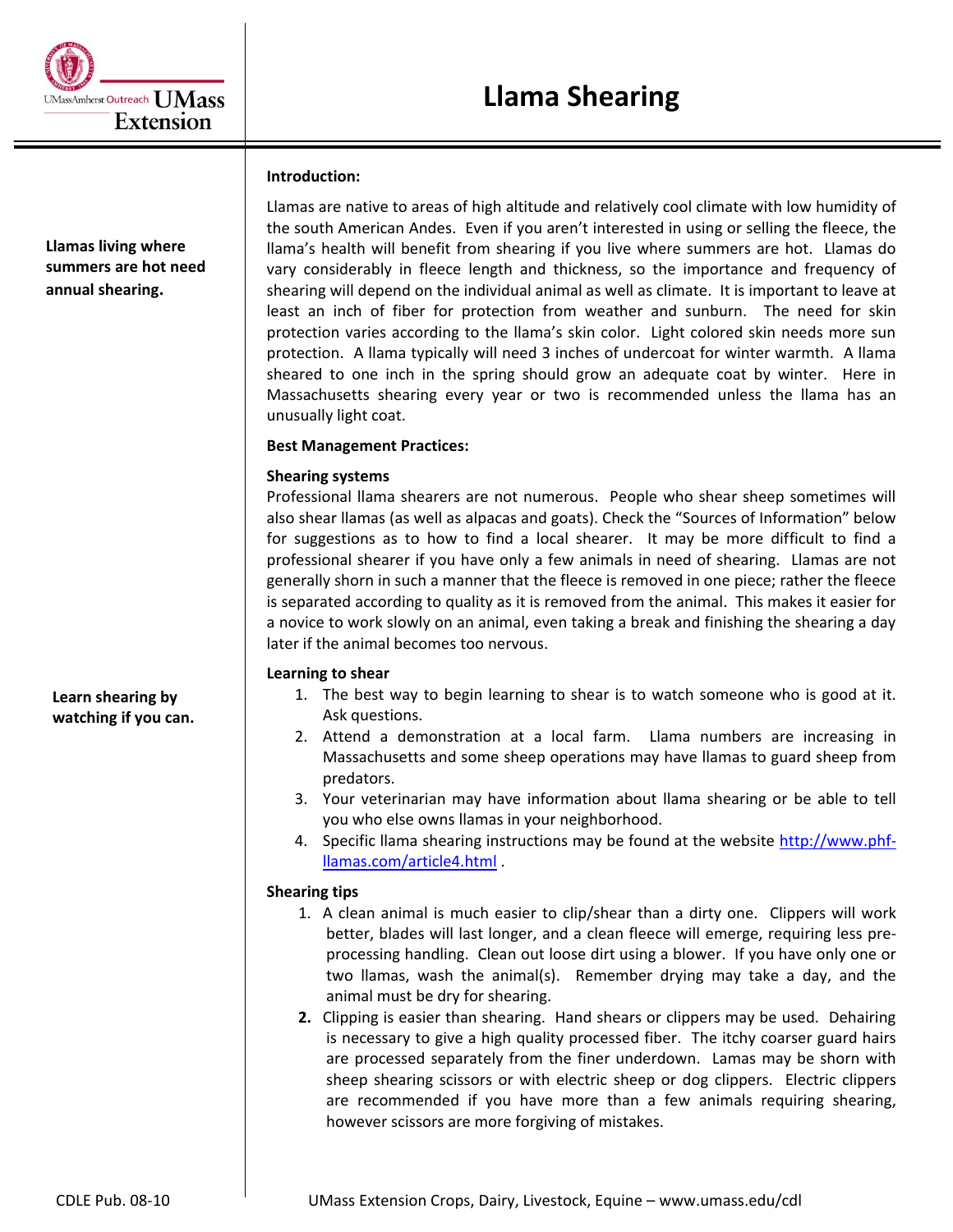# Llama Shearing

UMass Amherst Outreach UMass Extension

## Introduction:

**Llamas living where summers are hot need annual shearing.**

Llamas are native to areas of high altitude and relatively cool climate with low humidity of the south American Andes. Even if you aren't interested in using or selling the fleece, the llama's health will benefit from shearing if you live where summers are hot. Llamas do vary considerably in fleece length and thickness, so the importance and frequency of shearing will depend on the individual animal as well as climate. It is important to leave at least an inch of fiber for protection from weather and sunburn. The need for skin protection varies according to the llama's skin color. Light colored skin needs more sun protection. A llama typically will need 3 inches of undercoat for winter warmth. A llama sheared to one inch in the spring should grow an adequate coat by winter. Here in Massachusetts shearing every year or two is recommended unless the llama has an unusually light coat.

## Best Management Practices:

### Shearing systems

Professional llama shearers are not numerous. People who shear sheep sometimes will also shear llamas (as well as alpacas and goats). Check the "Sources of Information" below for suggestions as to how to find a local shearer. It may be more difficult to find a professional shearer if you have only a few animals in need of shearing. Llamas are not generally shorn in such a manner that the fleece is removed in one piece; rather the fleece is separated according to quality as it is removed from the animal. This makes it easier for a novice to work slowly on an animal, even taking a break and finishing the shearing a day later if the animal becomes too nervous.

### Learning to shear

**Learn shearing by watching if you can.**

1. The best way to begin learning to shear is to watch someone who is good at it. Ask questions.
2. Attend a demonstration at a local farm. Llama numbers are increasing in Massachusetts and some sheep operations may have llamas to guard sheep from predators.
3. Your veterinarian may have information about llama shearing or be able to tell you who else owns llamas in your neighborhood.
4. Specific llama shearing instructions may be found at the website [http://www.phf-llamas.com/article4.html](http://www.phf-llamas.com/article4.html) .

### Shearing tips

1. A clean animal is much easier to clip/shear than a dirty one. Clippers will work better, blades will last longer, and a clean fleece will emerge, requiring less pre-processing handling. Clean out loose dirt using a blower. If you have only one or two llamas, wash the animal(s). Remember drying may take a day, and the animal must be dry for shearing.
2. Clipping is easier than shearing. Hand shears or clippers may be used. Dehairing is necessary to give a high quality processed fiber. The itchy coarser guard hairs are processed separately from the finer underdown. Lamas may be shorn with sheep shearing scissors or with electric sheep or dog clippers. Electric clippers are recommended if you have more than a few animals requiring shearing, however scissors are more forgiving of mistakes.

CDLE Pub. 08-10 UMass Extension Crops, Dairy, Livestock, Equine – www.umass.edu/cdl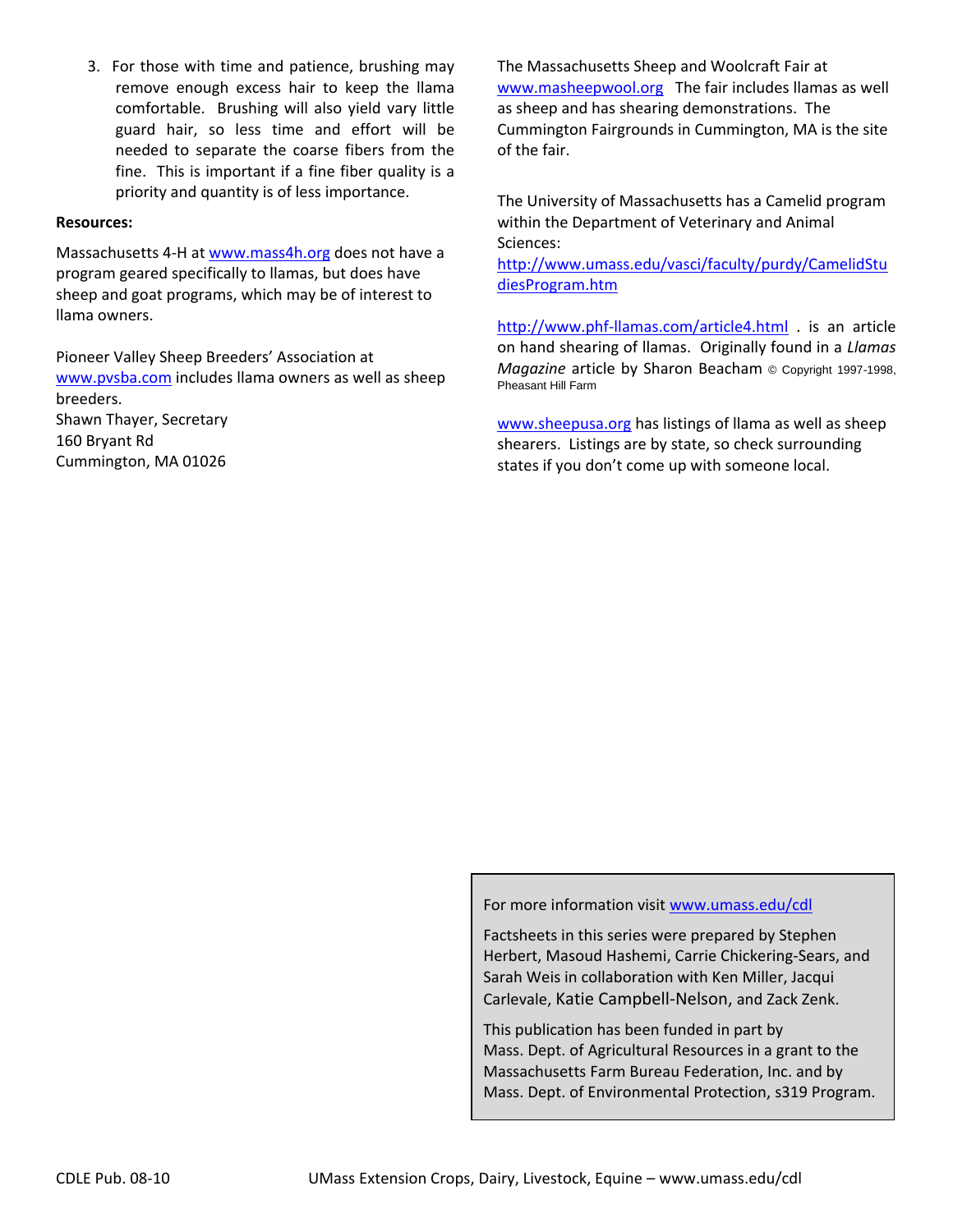3. For those with time and patience, brushing may remove enough excess hair to keep the llama comfortable. Brushing will also yield vary little guard hair, so less time and effort will be needed to separate the coarse fibers from the fine. This is important if a fine fiber quality is a priority and quantity is of less importance.

**Resources:**

Massachusetts 4-H at www.mass4h.org does not have a program geared specifically to llamas, but does have sheep and goat programs, which may be of interest to llama owners.

Pioneer Valley Sheep Breeders' Association at www.pvsba.com includes llama owners as well as sheep breeders.
Shawn Thayer, Secretary
160 Bryant Rd
Cummington, MA 01026

The Massachusetts Sheep and Woolcraft Fair at www.masheepwool.org The fair includes llamas as well as sheep and has shearing demonstrations. The Cummington Fairgrounds in Cummington, MA is the site of the fair.

The University of Massachusetts has a Camelid program within the Department of Veterinary and Animal Sciences:
http://www.umass.edu/vasci/faculty/purdy/CamelidStudiesProgram.htm

http://www.phf-llamas.com/article4.html . is an article on hand shearing of llamas. Originally found in a *Llamas Magazine* article by Sharon Beacham © Copyright 1997-1998, Pheasant Hill Farm

www.sheepusa.org has listings of llama as well as sheep shearers. Listings are by state, so check surrounding states if you don't come up with someone local.

For more information visit www.umass.edu/cdl

Factsheets in this series were prepared by Stephen Herbert, Masoud Hashemi, Carrie Chickering-Sears, and Sarah Weis in collaboration with Ken Miller, Jacqui Carlevale, Katie Campbell-Nelson, and Zack Zenk.

This publication has been funded in part by Mass. Dept. of Agricultural Resources in a grant to the Massachusetts Farm Bureau Federation, Inc. and by Mass. Dept. of Environmental Protection, s319 Program.

CDLE Pub. 08-10 UMass Extension Crops, Dairy, Livestock, Equine – www.umass.edu/cdl